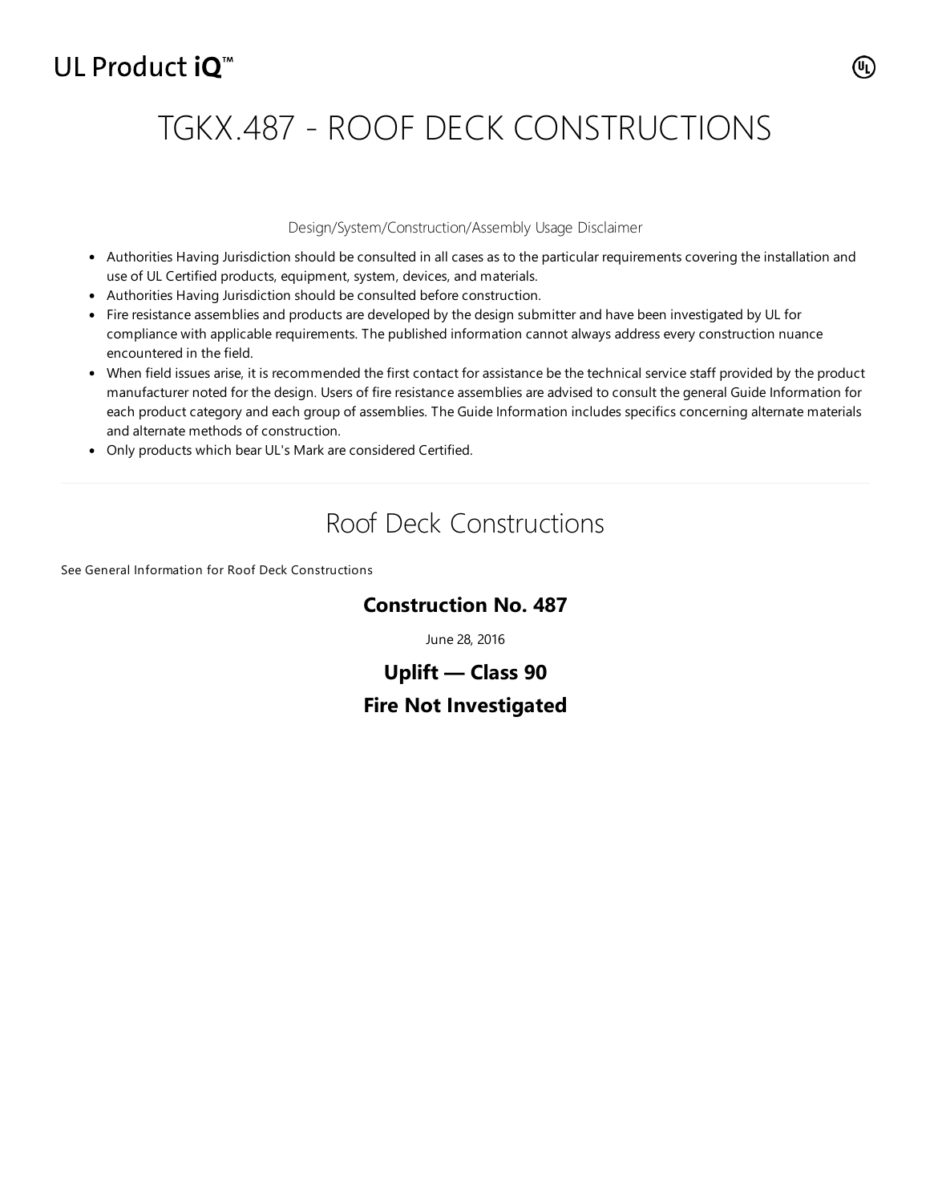UL Product iQ™

# TGKX.487 - ROOF DECK CONSTRUCTIONS

Design/System/Construction/Assembly Usage Disclaimer

- Authorities Having Jurisdiction should be consulted in all cases as to the particular requirements covering the installation and use of UL Certified products, equipment, system, devices, and materials.
- Authorities Having Jurisdiction should be consulted before construction.
- Fire resistance assemblies and products are developed by the design submitter and have been investigated by UL for compliance with applicable requirements. The published information cannot always address every construction nuance encountered in the field.
- When field issues arise, it is recommended the first contact for assistance be the technical service staff provided by the product manufacturer noted for the design. Users of fire resistance assemblies are advised to consult the general Guide Information for each product category and each group of assemblies. The Guide Information includes specifics concerning alternate materials and alternate methods of construction.
- Only products which bear UL's Mark are considered Certified.

---

## Roof Deck Constructions

See General Information for Roof Deck Constructions

### Construction No. 487

June 28, 2016

### Uplift — Class 90

### Fire Not Investigated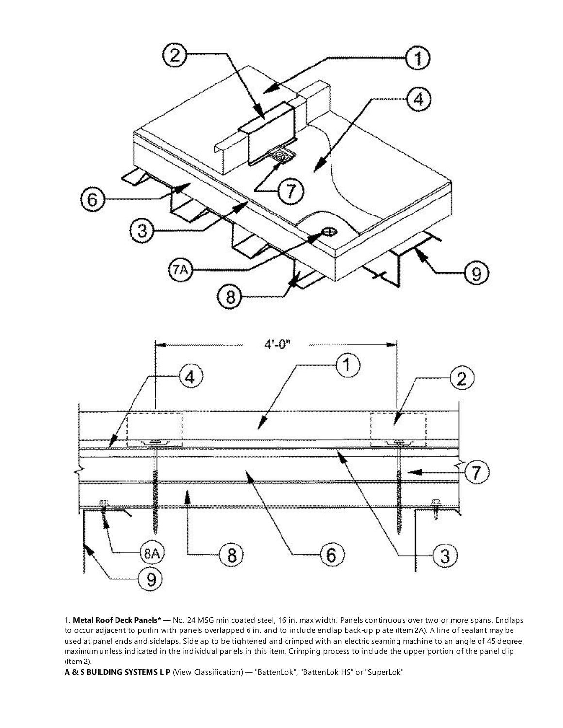1. **Metal Roof Deck Panels* —** No. 24 MSG min coated steel, 16 in. max width. Panels continuous over two or more spans. Endlaps to occur adjacent to purlin with panels overlapped 6 in. and to include endlap back-up plate (Item 2A). A line of sealant may be used at panel ends and sidelaps. Sidelap to be tightened and crimped with an electric seaming machine to an angle of 45 degree maximum unless indicated in the individual panels in this item. Crimping process to include the upper portion of the panel clip (Item 2).

**A & S BUILDING SYSTEMS L P** (View Classification) — "BattenLok", "BattenLok HS" or "SuperLok"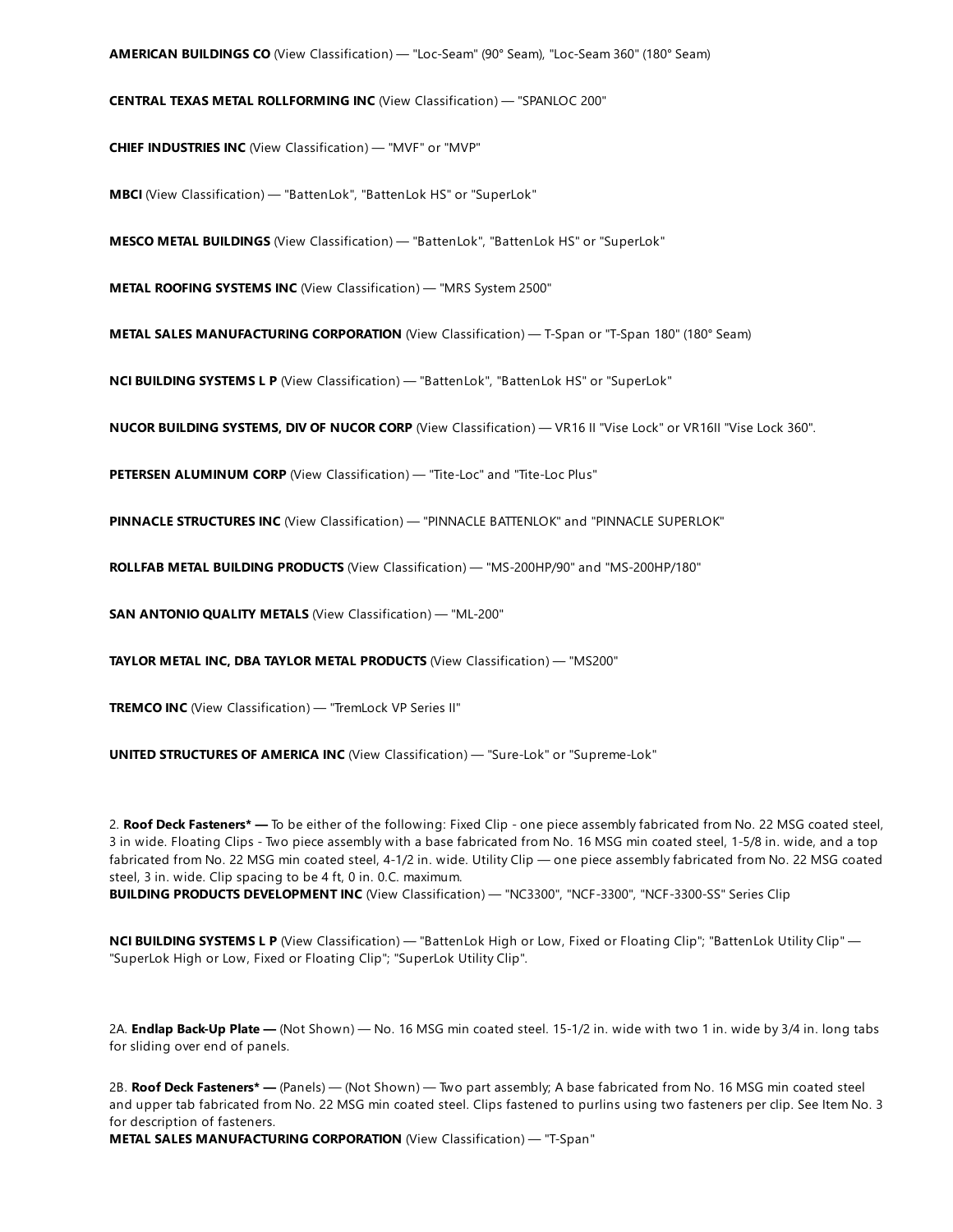**AMERICAN BUILDINGS CO** (View Classification) — "Loc-Seam" (90° Seam), "Loc-Seam 360" (180° Seam)

**CENTRAL TEXAS METAL ROLLFORMING INC** (View Classification) — "SPANLOC 200"

**CHIEF INDUSTRIES INC** (View Classification) — "MVF" or "MVP"

**MBCI** (View Classification) — "BattenLok", "BattenLok HS" or "SuperLok"

**MESCO METAL BUILDINGS** (View Classification) — "BattenLok", "BattenLok HS" or "SuperLok"

**METAL ROOFING SYSTEMS INC** (View Classification) — "MRS System 2500"

**METAL SALES MANUFACTURING CORPORATION** (View Classification) — T-Span or "T-Span 180" (180° Seam)

**NCI BUILDING SYSTEMS L P** (View Classification) — "BattenLok", "BattenLok HS" or "SuperLok"

**NUCOR BUILDING SYSTEMS, DIV OF NUCOR CORP** (View Classification) — VR16 II "Vise Lock" or VR16II "Vise Lock 360".

**PETERSEN ALUMINUM CORP** (View Classification) — "Tite-Loc" and "Tite-Loc Plus"

**PINNACLE STRUCTURES INC** (View Classification) — "PINNACLE BATTENLOK" and "PINNACLE SUPERLOK"

**ROLLFAB METAL BUILDING PRODUCTS** (View Classification) — "MS-200HP/90" and "MS-200HP/180"

**SAN ANTONIO QUALITY METALS** (View Classification) — "ML-200"

**TAYLOR METAL INC, DBA TAYLOR METAL PRODUCTS** (View Classification) — "MS200"

**TREMCO INC** (View Classification) — "TremLock VP Series II"

**UNITED STRUCTURES OF AMERICA INC** (View Classification) — "Sure-Lok" or "Supreme-Lok"

2. **Roof Deck Fasteners* —** To be either of the following: Fixed Clip - one piece assembly fabricated from No. 22 MSG coated steel, 3 in wide. Floating Clips - Two piece assembly with a base fabricated from No. 16 MSG min coated steel, 1-5/8 in. wide, and a top fabricated from No. 22 MSG min coated steel, 4-1/2 in. wide. Utility Clip — one piece assembly fabricated from No. 22 MSG coated steel, 3 in. wide. Clip spacing to be 4 ft, 0 in. 0.C. maximum.
**BUILDING PRODUCTS DEVELOPMENT INC** (View Classification) — "NC3300", "NCF-3300", "NCF-3300-SS" Series Clip

**NCI BUILDING SYSTEMS L P** (View Classification) — "BattenLok High or Low, Fixed or Floating Clip"; "BattenLok Utility Clip" — "SuperLok High or Low, Fixed or Floating Clip"; "SuperLok Utility Clip".

2A. **Endlap Back-Up Plate —** (Not Shown) — No. 16 MSG min coated steel. 15-1/2 in. wide with two 1 in. wide by 3/4 in. long tabs for sliding over end of panels.

2B. **Roof Deck Fasteners* —** (Panels) — (Not Shown) — Two part assembly; A base fabricated from No. 16 MSG min coated steel and upper tab fabricated from No. 22 MSG min coated steel. Clips fastened to purlins using two fasteners per clip. See Item No. 3 for description of fasteners.
**METAL SALES MANUFACTURING CORPORATION** (View Classification) — "T-Span"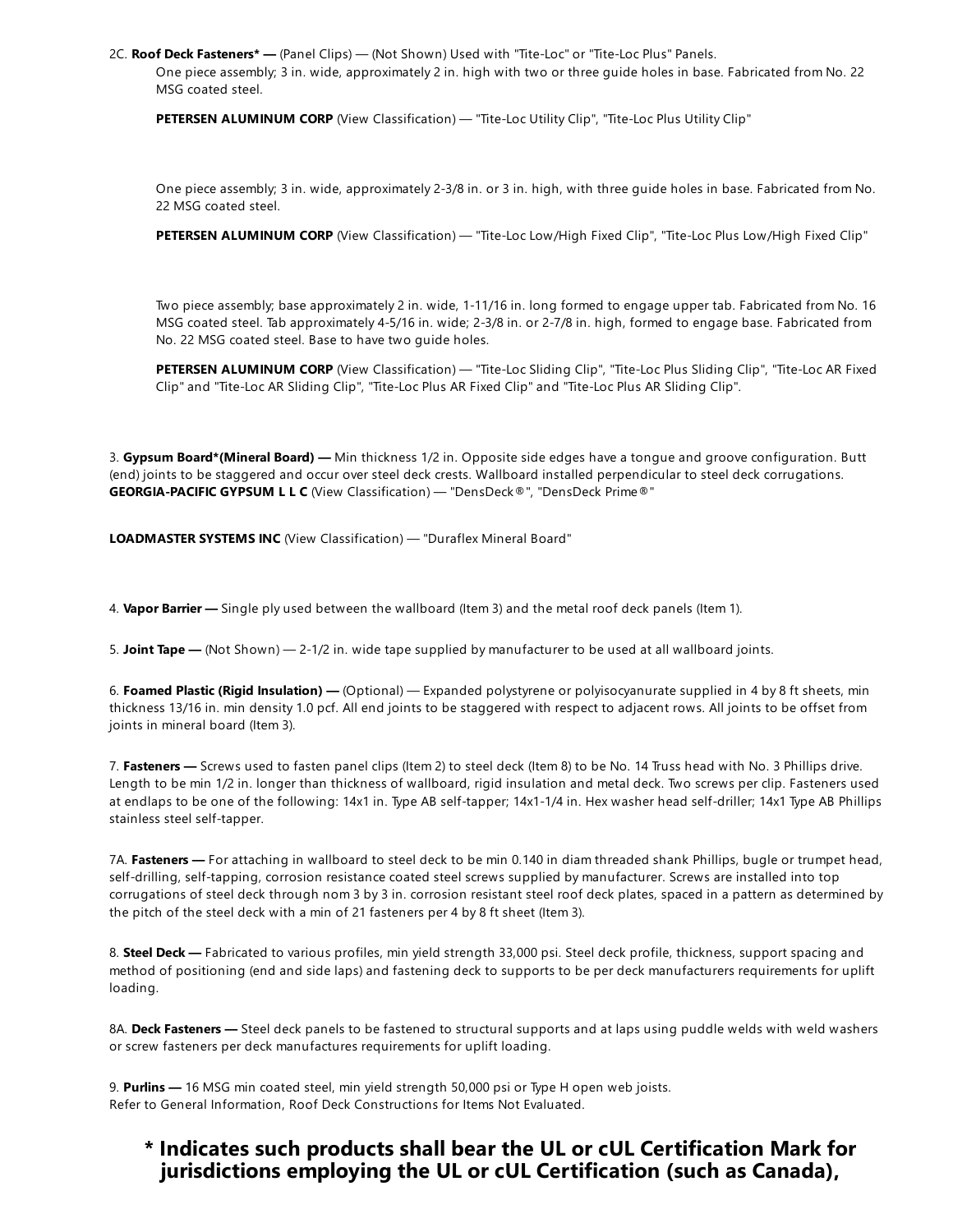2C. **Roof Deck Fasteners* —** (Panel Clips) — (Not Shown) Used with "Tite-Loc" or "Tite-Loc Plus" Panels.

One piece assembly; 3 in. wide, approximately 2 in. high with two or three guide holes in base. Fabricated from No. 22 MSG coated steel.

**PETERSEN ALUMINUM CORP** (View Classification) — "Tite-Loc Utility Clip", "Tite-Loc Plus Utility Clip"

One piece assembly; 3 in. wide, approximately 2-3/8 in. or 3 in. high, with three guide holes in base. Fabricated from No. 22 MSG coated steel.

**PETERSEN ALUMINUM CORP** (View Classification) — "Tite-Loc Low/High Fixed Clip", "Tite-Loc Plus Low/High Fixed Clip"

Two piece assembly; base approximately 2 in. wide, 1-11/16 in. long formed to engage upper tab. Fabricated from No. 16 MSG coated steel. Tab approximately 4-5/16 in. wide; 2-3/8 in. or 2-7/8 in. high, formed to engage base. Fabricated from No. 22 MSG coated steel. Base to have two guide holes.

**PETERSEN ALUMINUM CORP** (View Classification) — "Tite-Loc Sliding Clip", "Tite-Loc Plus Sliding Clip", "Tite-Loc AR Fixed Clip" and "Tite-Loc AR Sliding Clip", "Tite-Loc Plus AR Fixed Clip" and "Tite-Loc Plus AR Sliding Clip".

3. **Gypsum Board*(Mineral Board) —** Min thickness 1/2 in. Opposite side edges have a tongue and groove configuration. Butt (end) joints to be staggered and occur over steel deck crests. Wallboard installed perpendicular to steel deck corrugations.
**GEORGIA-PACIFIC GYPSUM L L C** (View Classification) — "DensDeck®", "DensDeck Prime®"

**LOADMASTER SYSTEMS INC** (View Classification) — "Duraflex Mineral Board"

4. **Vapor Barrier —** Single ply used between the wallboard (Item 3) and the metal roof deck panels (Item 1).

5. **Joint Tape —** (Not Shown) — 2-1/2 in. wide tape supplied by manufacturer to be used at all wallboard joints.

6. **Foamed Plastic (Rigid Insulation) —** (Optional) — Expanded polystyrene or polyisocyanurate supplied in 4 by 8 ft sheets, min thickness 13/16 in. min density 1.0 pcf. All end joints to be staggered with respect to adjacent rows. All joints to be offset from joints in mineral board (Item 3).

7. **Fasteners —** Screws used to fasten panel clips (Item 2) to steel deck (Item 8) to be No. 14 Truss head with No. 3 Phillips drive. Length to be min 1/2 in. longer than thickness of wallboard, rigid insulation and metal deck. Two screws per clip. Fasteners used at endlaps to be one of the following: 14x1 in. Type AB self-tapper; 14x1-1/4 in. Hex washer head self-driller; 14x1 Type AB Phillips stainless steel self-tapper.

7A. **Fasteners —** For attaching in wallboard to steel deck to be min 0.140 in diam threaded shank Phillips, bugle or trumpet head, self-drilling, self-tapping, corrosion resistance coated steel screws supplied by manufacturer. Screws are installed into top corrugations of steel deck through nom 3 by 3 in. corrosion resistant steel roof deck plates, spaced in a pattern as determined by the pitch of the steel deck with a min of 21 fasteners per 4 by 8 ft sheet (Item 3).

8. **Steel Deck —** Fabricated to various profiles, min yield strength 33,000 psi. Steel deck profile, thickness, support spacing and method of positioning (end and side laps) and fastening deck to supports to be per deck manufacturers requirements for uplift loading.

8A. **Deck Fasteners —** Steel deck panels to be fastened to structural supports and at laps using puddle welds with weld washers or screw fasteners per deck manufactures requirements for uplift loading.

9. **Purlins —** 16 MSG min coated steel, min yield strength 50,000 psi or Type H open web joists.
Refer to General Information, Roof Deck Constructions for Items Not Evaluated.

**\* Indicates such products shall bear the UL or cUL Certification Mark for jurisdictions employing the UL or cUL Certification (such as Canada),**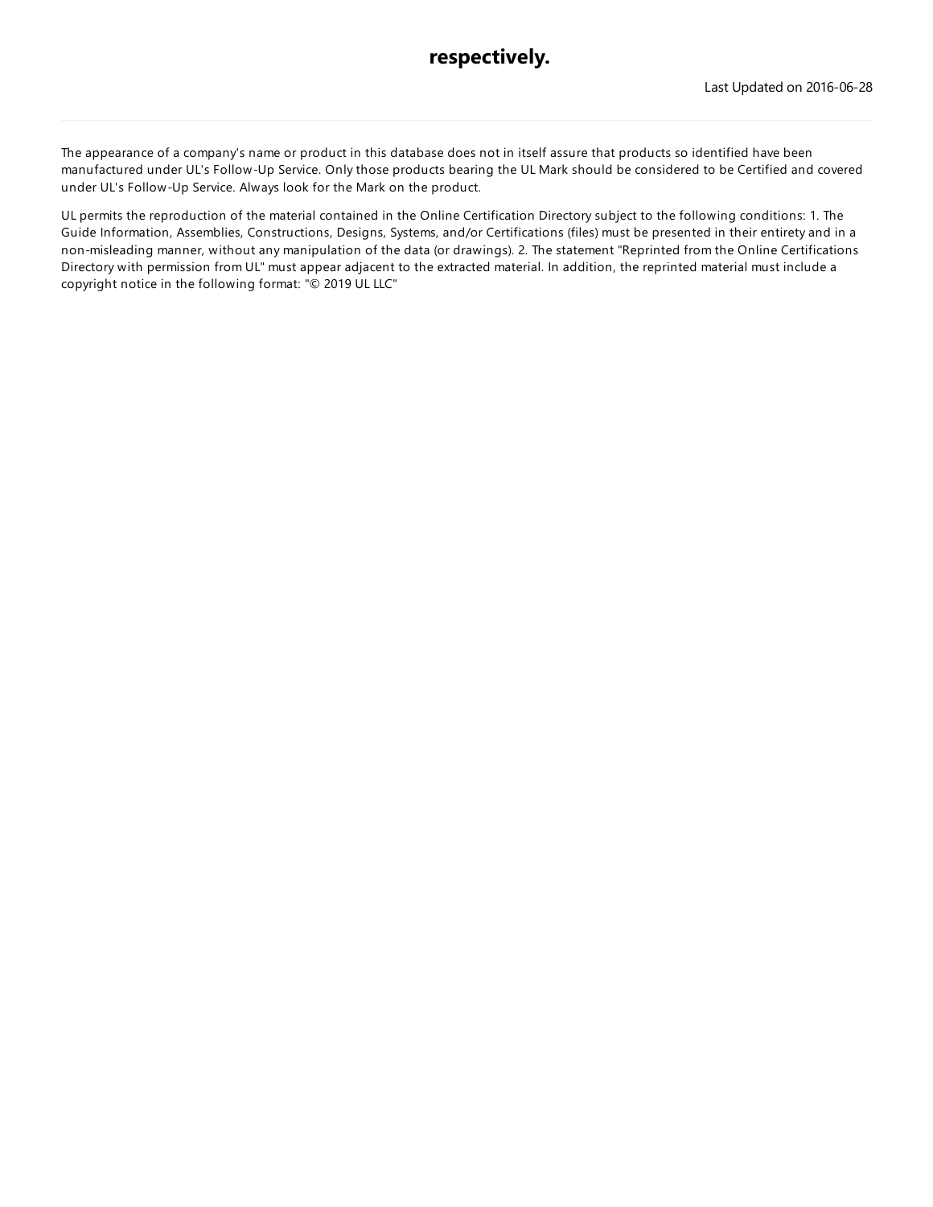**respectively.**

Last Updated on 2016-06-28

---

The appearance of a company's name or product in this database does not in itself assure that products so identified have been manufactured under UL's Follow-Up Service. Only those products bearing the UL Mark should be considered to be Certified and covered under UL's Follow-Up Service. Always look for the Mark on the product.

UL permits the reproduction of the material contained in the Online Certification Directory subject to the following conditions: 1. The Guide Information, Assemblies, Constructions, Designs, Systems, and/or Certifications (files) must be presented in their entirety and in a non-misleading manner, without any manipulation of the data (or drawings). 2. The statement "Reprinted from the Online Certifications Directory with permission from UL" must appear adjacent to the extracted material. In addition, the reprinted material must include a copyright notice in the following format: "© 2019 UL LLC"